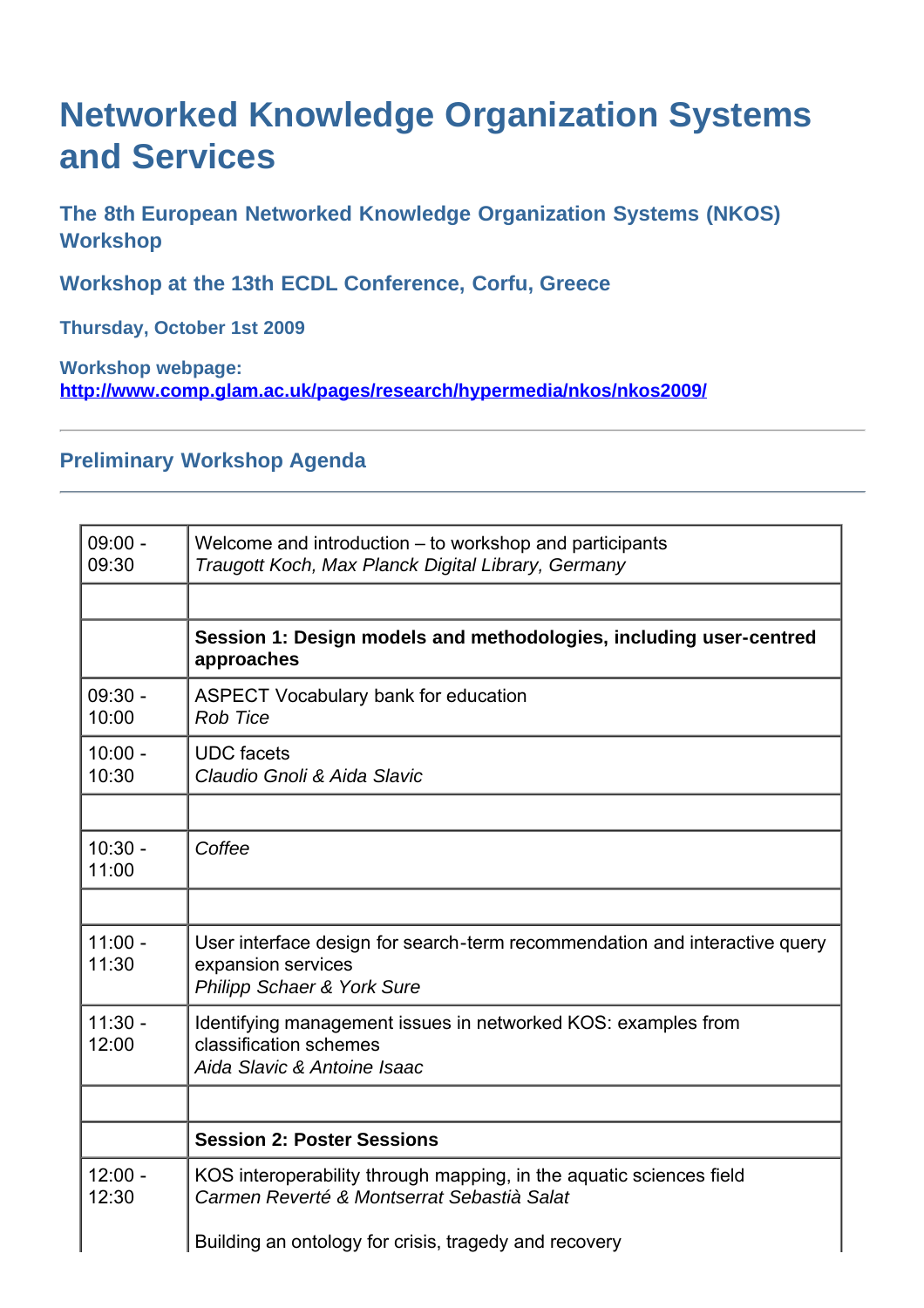# Networked Knowledge Organization Systems and Services

### The 8th European Networked Knowledge Organization Systems (NKOS) Workshop

### Workshop at the 13th ECDL Conference, Corfu, Greece

**Thursday, October 1st 2009**

**Workshop webpage:**
**http://www.comp.glam.ac.uk/pages/research/hypermedia/nkos/nkos2009/**

---

### Preliminary Workshop Agenda

---

| | |
|---|---|
| 09:00 - 09:30 | Welcome and introduction – to workshop and participants<br>*Traugott Koch, Max Planck Digital Library, Germany* |
| | |
| | **Session 1: Design models and methodologies, including user-centred approaches** |
| 09:30 - 10:00 | ASPECT Vocabulary bank for education<br>*Rob Tice* |
| 10:00 - 10:30 | UDC facets<br>*Claudio Gnoli & Aida Slavic* |
| | |
| 10:30 - 11:00 | *Coffee* |
| | |
| 11:00 - 11:30 | User interface design for search-term recommendation and interactive query expansion services<br>*Philipp Schaer & York Sure* |
| 11:30 - 12:00 | Identifying management issues in networked KOS: examples from classification schemes<br>*Aida Slavic & Antoine Isaac* |
| | |
| | **Session 2: Poster Sessions** |
| 12:00 - 12:30 | KOS interoperability through mapping, in the aquatic sciences field<br>*Carmen Reverté & Montserrat Sebastià Salat*<br><br>Building an ontology for crisis, tragedy and recovery |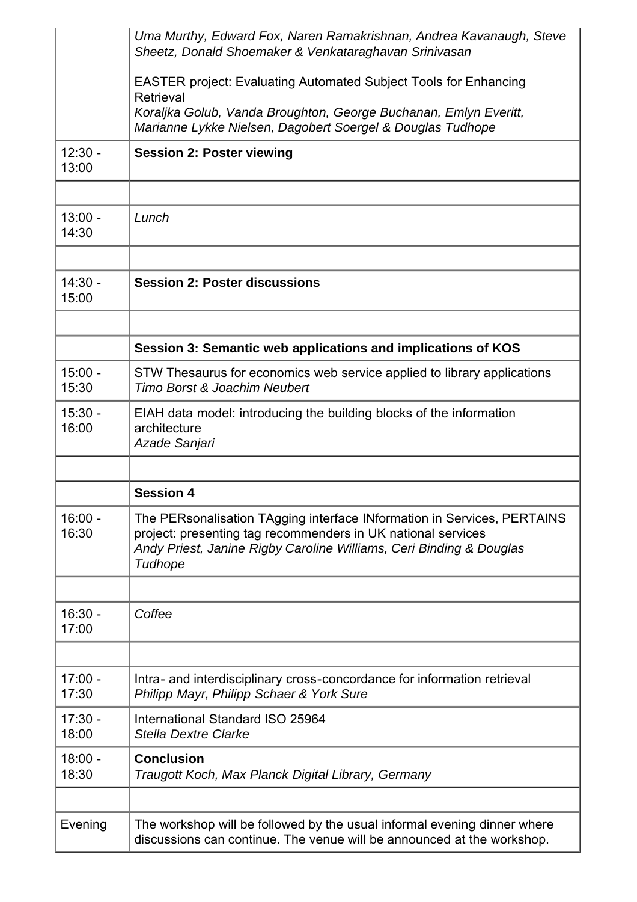| | |
|---|---|
| | *Uma Murthy, Edward Fox, Naren Ramakrishnan, Andrea Kavanaugh, Steve Sheetz, Donald Shoemaker & Venkataraghavan Srinivasan*<br><br>EASTER project: Evaluating Automated Subject Tools for Enhancing Retrieval<br>*Koraljka Golub, Vanda Broughton, George Buchanan, Emlyn Everitt, Marianne Lykke Nielsen, Dagobert Soergel & Douglas Tudhope* |
| 12:30 - 13:00 | **Session 2: Poster viewing** |
| | |
| 13:00 - 14:30 | *Lunch* |
| | |
| 14:30 - 15:00 | **Session 2: Poster discussions** |
| | |
| | **Session 3: Semantic web applications and implications of KOS** |
| 15:00 - 15:30 | STW Thesaurus for economics web service applied to library applications<br>*Timo Borst & Joachim Neubert* |
| 15:30 - 16:00 | EIAH data model: introducing the building blocks of the information architecture<br>*Azade Sanjari* |
| | |
| | **Session 4** |
| 16:00 - 16:30 | The PERsonalisation TAgging interface INformation in Services, PERTAINS project: presenting tag recommenders in UK national services<br>*Andy Priest, Janine Rigby Caroline Williams, Ceri Binding & Douglas Tudhope* |
| | |
| 16:30 - 17:00 | *Coffee* |
| | |
| 17:00 - 17:30 | Intra- and interdisciplinary cross-concordance for information retrieval<br>*Philipp Mayr, Philipp Schaer & York Sure* |
| 17:30 - 18:00 | International Standard ISO 25964<br>*Stella Dextre Clarke* |
| 18:00 - 18:30 | **Conclusion**<br>*Traugott Koch, Max Planck Digital Library, Germany* |
| | |
| Evening | The workshop will be followed by the usual informal evening dinner where discussions can continue. The venue will be announced at the workshop. |